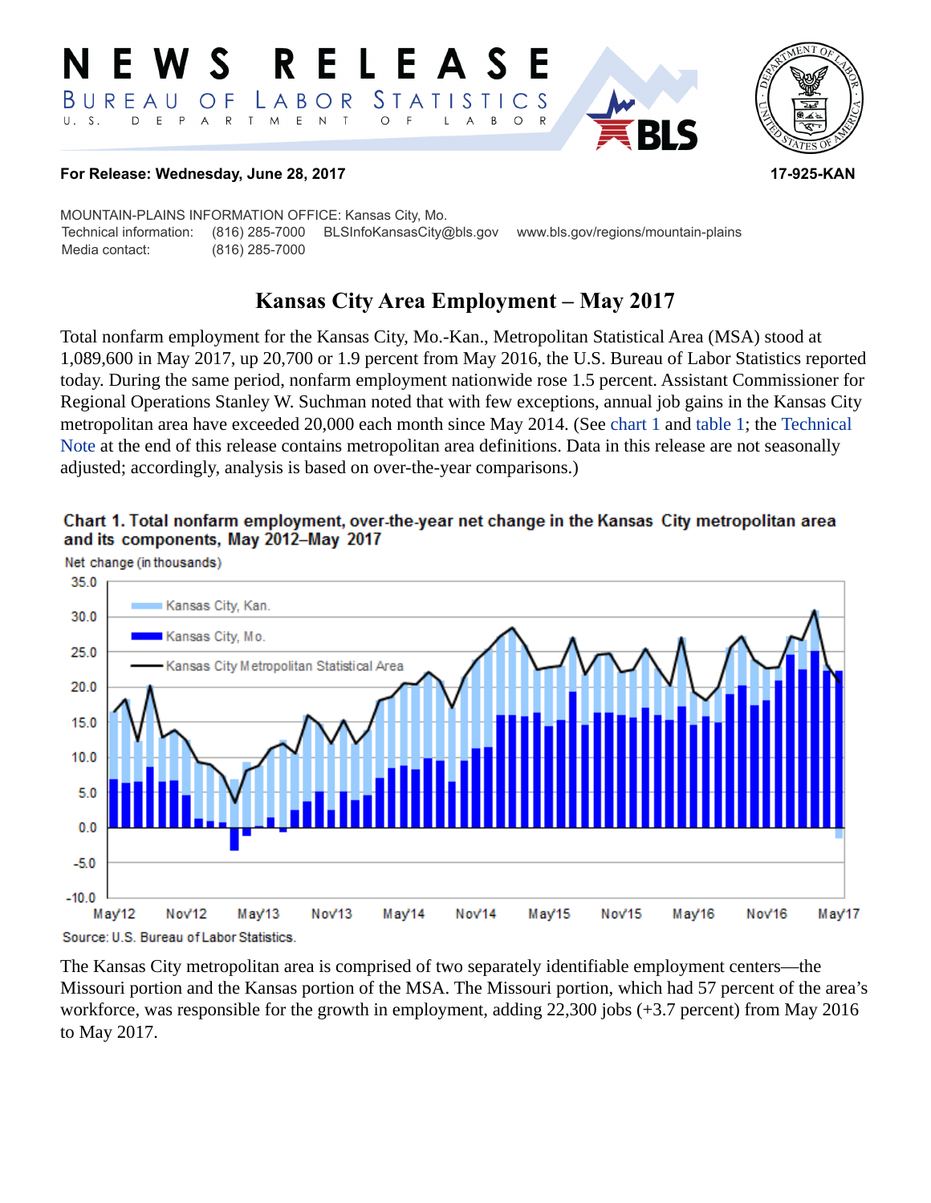# NEWS RELEASE

BUREAU OF LABOR STATISTICS

U. S. DEPARTMENT OF LABOR

**For Release: Wednesday, June 28, 2017** **17-925-KAN**

MOUNTAIN-PLAINS INFORMATION OFFICE: Kansas City, Mo.
Technical information: (816) 285-7000 BLSInfoKansasCity@bls.gov www.bls.gov/regions/mountain-plains
Media contact: (816) 285-7000

## Kansas City Area Employment – May 2017

Total nonfarm employment for the Kansas City, Mo.-Kan., Metropolitan Statistical Area (MSA) stood at 1,089,600 in May 2017, up 20,700 or 1.9 percent from May 2016, the U.S. Bureau of Labor Statistics reported today. During the same period, nonfarm employment nationwide rose 1.5 percent. Assistant Commissioner for Regional Operations Stanley W. Suchman noted that with few exceptions, annual job gains in the Kansas City metropolitan area have exceeded 20,000 each month since May 2014. (See chart 1 and table 1; the Technical Note at the end of this release contains metropolitan area definitions. Data in this release are not seasonally adjusted; accordingly, analysis is based on over-the-year comparisons.)

**Chart 1. Total nonfarm employment, over-the-year net change in the Kansas City metropolitan area and its components, May 2012–May 2017**

Net change (in thousands)

Legend: Kansas City, Kan.; Kansas City, Mo.; Kansas City Metropolitan Statistical Area

Source: U.S. Bureau of Labor Statistics.

The Kansas City metropolitan area is comprised of two separately identifiable employment centers—the Missouri portion and the Kansas portion of the MSA. The Missouri portion, which had 57 percent of the area's workforce, was responsible for the growth in employment, adding 22,300 jobs (+3.7 percent) from May 2016 to May 2017.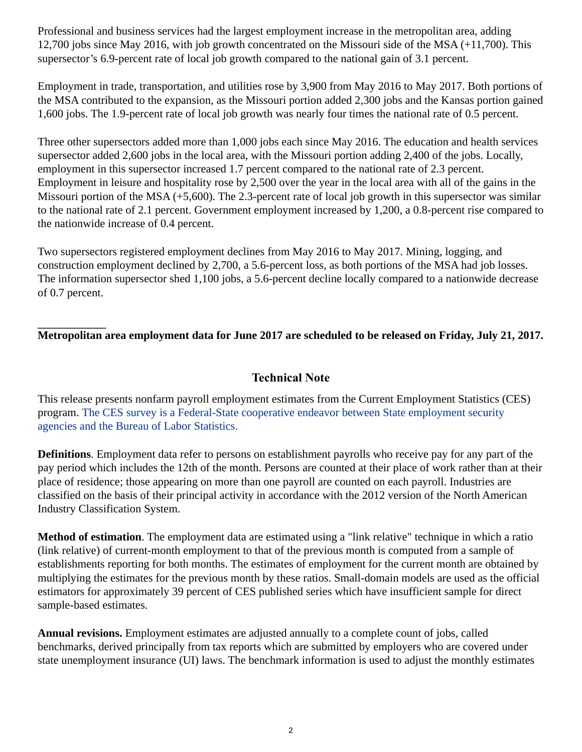Professional and business services had the largest employment increase in the metropolitan area, adding 12,700 jobs since May 2016, with job growth concentrated on the Missouri side of the MSA (+11,700). This supersector's 6.9-percent rate of local job growth compared to the national gain of 3.1 percent.

Employment in trade, transportation, and utilities rose by 3,900 from May 2016 to May 2017. Both portions of the MSA contributed to the expansion, as the Missouri portion added 2,300 jobs and the Kansas portion gained 1,600 jobs. The 1.9-percent rate of local job growth was nearly four times the national rate of 0.5 percent.

Three other supersectors added more than 1,000 jobs each since May 2016. The education and health services supersector added 2,600 jobs in the local area, with the Missouri portion adding 2,400 of the jobs. Locally, employment in this supersector increased 1.7 percent compared to the national rate of 2.3 percent. Employment in leisure and hospitality rose by 2,500 over the year in the local area with all of the gains in the Missouri portion of the MSA (+5,600). The 2.3-percent rate of local job growth in this supersector was similar to the national rate of 2.1 percent. Government employment increased by 1,200, a 0.8-percent rise compared to the nationwide increase of 0.4 percent.

Two supersectors registered employment declines from May 2016 to May 2017. Mining, logging, and construction employment declined by 2,700, a 5.6-percent loss, as both portions of the MSA had job losses. The information supersector shed 1,100 jobs, a 5.6-percent decline locally compared to a nationwide decrease of 0.7 percent.

___________

**Metropolitan area employment data for June 2017 are scheduled to be released on Friday, July 21, 2017.**

## Technical Note

This release presents nonfarm payroll employment estimates from the Current Employment Statistics (CES) program. The CES survey is a Federal-State cooperative endeavor between State employment security agencies and the Bureau of Labor Statistics.

**Definitions**. Employment data refer to persons on establishment payrolls who receive pay for any part of the pay period which includes the 12th of the month. Persons are counted at their place of work rather than at their place of residence; those appearing on more than one payroll are counted on each payroll. Industries are classified on the basis of their principal activity in accordance with the 2012 version of the North American Industry Classification System.

**Method of estimation**. The employment data are estimated using a "link relative" technique in which a ratio (link relative) of current-month employment to that of the previous month is computed from a sample of establishments reporting for both months. The estimates of employment for the current month are obtained by multiplying the estimates for the previous month by these ratios. Small-domain models are used as the official estimators for approximately 39 percent of CES published series which have insufficient sample for direct sample-based estimates.

**Annual revisions.** Employment estimates are adjusted annually to a complete count of jobs, called benchmarks, derived principally from tax reports which are submitted by employers who are covered under state unemployment insurance (UI) laws. The benchmark information is used to adjust the monthly estimates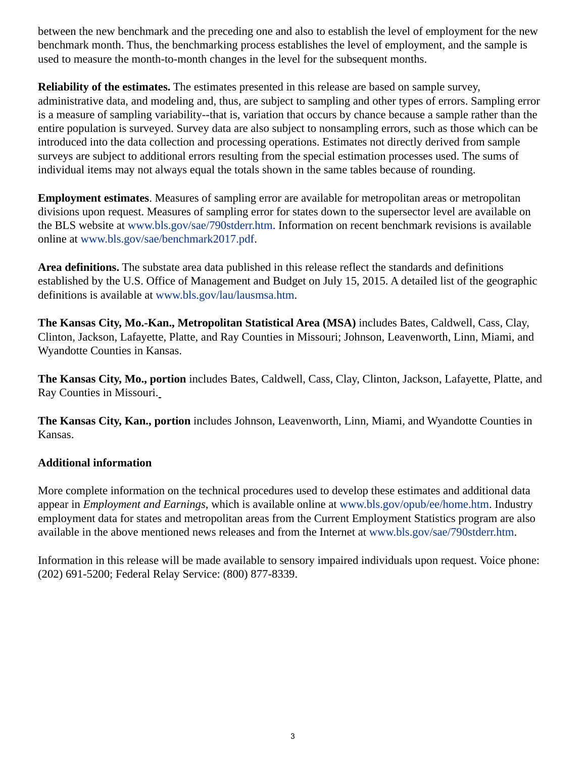between the new benchmark and the preceding one and also to establish the level of employment for the new benchmark month. Thus, the benchmarking process establishes the level of employment, and the sample is used to measure the month-to-month changes in the level for the subsequent months.

**Reliability of the estimates.** The estimates presented in this release are based on sample survey, administrative data, and modeling and, thus, are subject to sampling and other types of errors. Sampling error is a measure of sampling variability--that is, variation that occurs by chance because a sample rather than the entire population is surveyed. Survey data are also subject to nonsampling errors, such as those which can be introduced into the data collection and processing operations. Estimates not directly derived from sample surveys are subject to additional errors resulting from the special estimation processes used. The sums of individual items may not always equal the totals shown in the same tables because of rounding.

**Employment estimates**. Measures of sampling error are available for metropolitan areas or metropolitan divisions upon request. Measures of sampling error for states down to the supersector level are available on the BLS website at www.bls.gov/sae/790stderr.htm. Information on recent benchmark revisions is available online at www.bls.gov/sae/benchmark2017.pdf.

**Area definitions.** The substate area data published in this release reflect the standards and definitions established by the U.S. Office of Management and Budget on July 15, 2015. A detailed list of the geographic definitions is available at www.bls.gov/lau/lausmsa.htm.

**The Kansas City, Mo.-Kan., Metropolitan Statistical Area (MSA)** includes Bates, Caldwell, Cass, Clay, Clinton, Jackson, Lafayette, Platte, and Ray Counties in Missouri; Johnson, Leavenworth, Linn, Miami, and Wyandotte Counties in Kansas.

**The Kansas City, Mo., portion** includes Bates, Caldwell, Cass, Clay, Clinton, Jackson, Lafayette, Platte, and Ray Counties in Missouri.

**The Kansas City, Kan., portion** includes Johnson, Leavenworth, Linn, Miami, and Wyandotte Counties in Kansas.

**Additional information**

More complete information on the technical procedures used to develop these estimates and additional data appear in *Employment and Earnings*, which is available online at www.bls.gov/opub/ee/home.htm. Industry employment data for states and metropolitan areas from the Current Employment Statistics program are also available in the above mentioned news releases and from the Internet at www.bls.gov/sae/790stderr.htm.

Information in this release will be made available to sensory impaired individuals upon request. Voice phone: (202) 691-5200; Federal Relay Service: (800) 877-8339.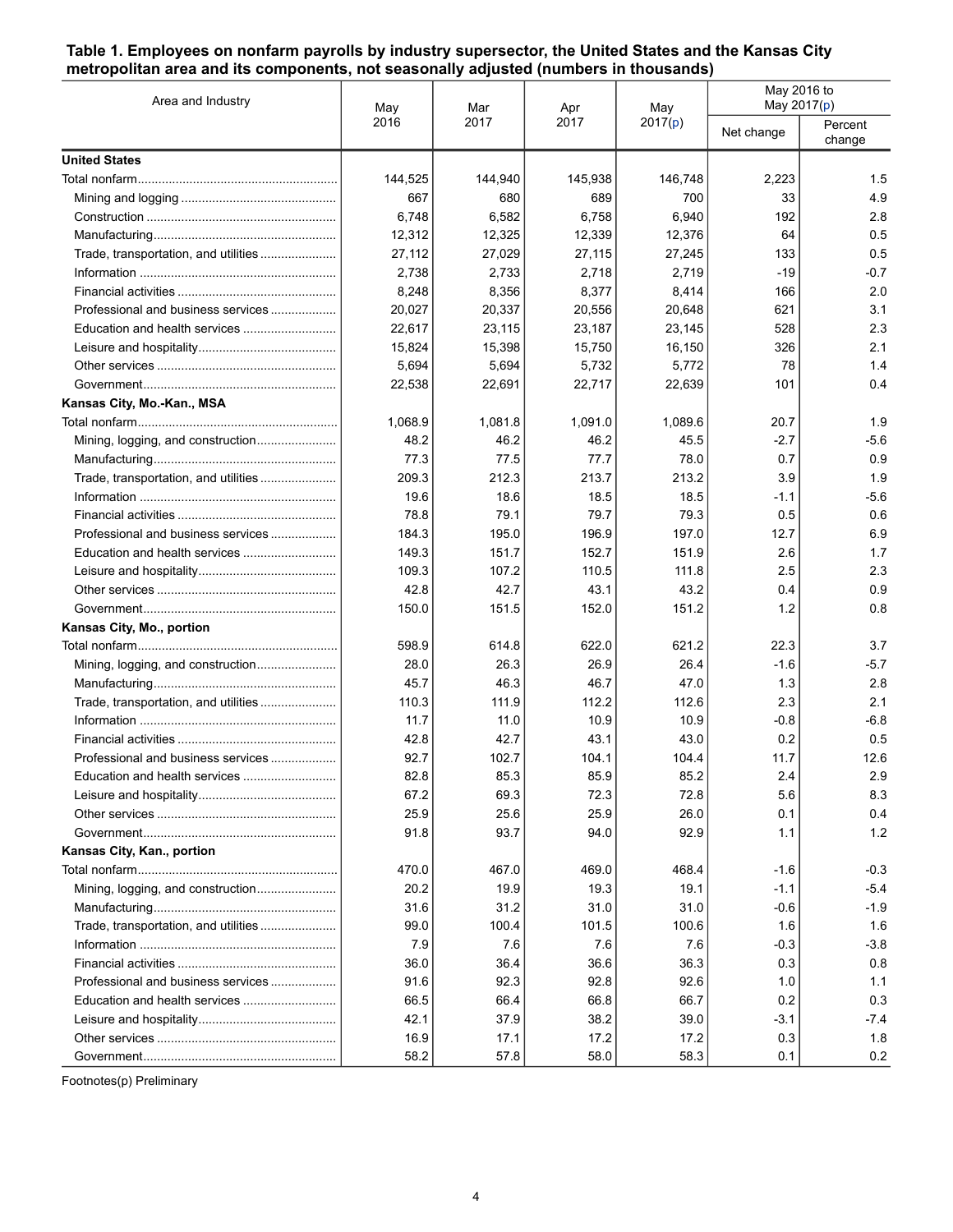**Table 1. Employees on nonfarm payrolls by industry supersector, the United States and the Kansas City metropolitan area and its components, not seasonally adjusted (numbers in thousands)**

| Area and Industry | May 2016 | Mar 2017 | Apr 2017 | May 2017(p) | May 2016 to May 2017(p) | |
|---|---|---|---|---|---|---|
| | | | | | Net change | Percent change |
| **United States** | | | | | | |
| Total nonfarm | 144,525 | 144,940 | 145,938 | 146,748 | 2,223 | 1.5 |
| Mining and logging | 667 | 680 | 689 | 700 | 33 | 4.9 |
| Construction | 6,748 | 6,582 | 6,758 | 6,940 | 192 | 2.8 |
| Manufacturing | 12,312 | 12,325 | 12,339 | 12,376 | 64 | 0.5 |
| Trade, transportation, and utilities | 27,112 | 27,029 | 27,115 | 27,245 | 133 | 0.5 |
| Information | 2,738 | 2,733 | 2,718 | 2,719 | -19 | -0.7 |
| Financial activities | 8,248 | 8,356 | 8,377 | 8,414 | 166 | 2.0 |
| Professional and business services | 20,027 | 20,337 | 20,556 | 20,648 | 621 | 3.1 |
| Education and health services | 22,617 | 23,115 | 23,187 | 23,145 | 528 | 2.3 |
| Leisure and hospitality | 15,824 | 15,398 | 15,750 | 16,150 | 326 | 2.1 |
| Other services | 5,694 | 5,694 | 5,732 | 5,772 | 78 | 1.4 |
| Government | 22,538 | 22,691 | 22,717 | 22,639 | 101 | 0.4 |
| **Kansas City, Mo.-Kan., MSA** | | | | | | |
| Total nonfarm | 1,068.9 | 1,081.8 | 1,091.0 | 1,089.6 | 20.7 | 1.9 |
| Mining, logging, and construction | 48.2 | 46.2 | 46.2 | 45.5 | -2.7 | -5.6 |
| Manufacturing | 77.3 | 77.5 | 77.7 | 78.0 | 0.7 | 0.9 |
| Trade, transportation, and utilities | 209.3 | 212.3 | 213.7 | 213.2 | 3.9 | 1.9 |
| Information | 19.6 | 18.6 | 18.5 | 18.5 | -1.1 | -5.6 |
| Financial activities | 78.8 | 79.1 | 79.7 | 79.3 | 0.5 | 0.6 |
| Professional and business services | 184.3 | 195.0 | 196.9 | 197.0 | 12.7 | 6.9 |
| Education and health services | 149.3 | 151.7 | 152.7 | 151.9 | 2.6 | 1.7 |
| Leisure and hospitality | 109.3 | 107.2 | 110.5 | 111.8 | 2.5 | 2.3 |
| Other services | 42.8 | 42.7 | 43.1 | 43.2 | 0.4 | 0.9 |
| Government | 150.0 | 151.5 | 152.0 | 151.2 | 1.2 | 0.8 |
| **Kansas City, Mo., portion** | | | | | | |
| Total nonfarm | 598.9 | 614.8 | 622.0 | 621.2 | 22.3 | 3.7 |
| Mining, logging, and construction | 28.0 | 26.3 | 26.9 | 26.4 | -1.6 | -5.7 |
| Manufacturing | 45.7 | 46.3 | 46.7 | 47.0 | 1.3 | 2.8 |
| Trade, transportation, and utilities | 110.3 | 111.9 | 112.2 | 112.6 | 2.3 | 2.1 |
| Information | 11.7 | 11.0 | 10.9 | 10.9 | -0.8 | -6.8 |
| Financial activities | 42.8 | 42.7 | 43.1 | 43.0 | 0.2 | 0.5 |
| Professional and business services | 92.7 | 102.7 | 104.1 | 104.4 | 11.7 | 12.6 |
| Education and health services | 82.8 | 85.3 | 85.9 | 85.2 | 2.4 | 2.9 |
| Leisure and hospitality | 67.2 | 69.3 | 72.3 | 72.8 | 5.6 | 8.3 |
| Other services | 25.9 | 25.6 | 25.9 | 26.0 | 0.1 | 0.4 |
| Government | 91.8 | 93.7 | 94.0 | 92.9 | 1.1 | 1.2 |
| **Kansas City, Kan., portion** | | | | | | |
| Total nonfarm | 470.0 | 467.0 | 469.0 | 468.4 | -1.6 | -0.3 |
| Mining, logging, and construction | 20.2 | 19.9 | 19.3 | 19.1 | -1.1 | -5.4 |
| Manufacturing | 31.6 | 31.2 | 31.0 | 31.0 | -0.6 | -1.9 |
| Trade, transportation, and utilities | 99.0 | 100.4 | 101.5 | 100.6 | 1.6 | 1.6 |
| Information | 7.9 | 7.6 | 7.6 | 7.6 | -0.3 | -3.8 |
| Financial activities | 36.0 | 36.4 | 36.6 | 36.3 | 0.3 | 0.8 |
| Professional and business services | 91.6 | 92.3 | 92.8 | 92.6 | 1.0 | 1.1 |
| Education and health services | 66.5 | 66.4 | 66.8 | 66.7 | 0.2 | 0.3 |
| Leisure and hospitality | 42.1 | 37.9 | 38.2 | 39.0 | -3.1 | -7.4 |
| Other services | 16.9 | 17.1 | 17.2 | 17.2 | 0.3 | 1.8 |
| Government | 58.2 | 57.8 | 58.0 | 58.3 | 0.1 | 0.2 |

Footnotes(p) Preliminary